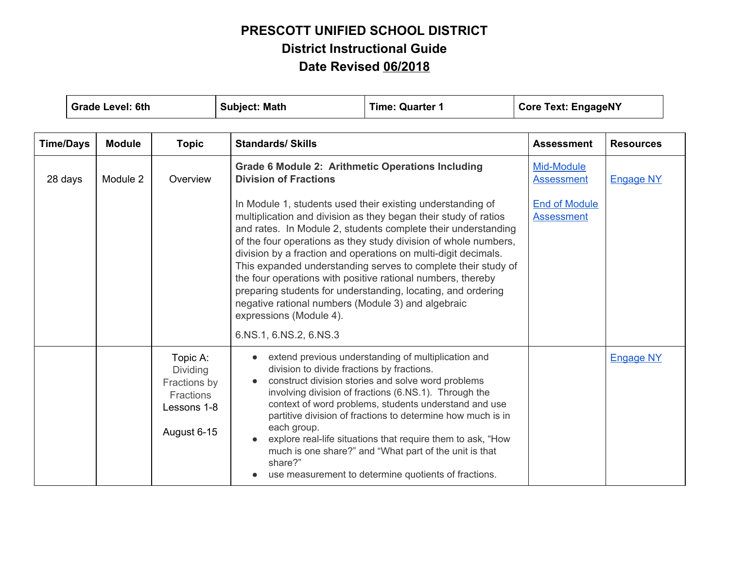# PRESCOTT UNIFIED SCHOOL DISTRICT
## District Instructional Guide
## Date Revised 06/2018

| Grade Level: 6th | Subject: Math | Time: Quarter 1 | Core Text: EngageNY |
|---|---|---|---|

| Time/Days | Module | Topic | Standards/ Skills | Assessment | Resources |
|---|---|---|---|---|---|
| 28 days | Module 2 | Overview | **Grade 6 Module 2: Arithmetic Operations Including Division of Fractions**<br><br>In Module 1, students used their existing understanding of multiplication and division as they began their study of ratios and rates. In Module 2, students complete their understanding of the four operations as they study division of whole numbers, division by a fraction and operations on multi-digit decimals. This expanded understanding serves to complete their study of the four operations with positive rational numbers, thereby preparing students for understanding, locating, and ordering negative rational numbers (Module 3) and algebraic expressions (Module 4).<br><br>6.NS.1, 6.NS.2, 6.NS.3 | Mid-Module Assessment<br><br>End of Module Assessment | Engage NY |
| | | Topic A: Dividing Fractions by Fractions Lessons 1-8<br><br>August 6-15 | • extend previous understanding of multiplication and division to divide fractions by fractions.<br>• construct division stories and solve word problems involving division of fractions (6.NS.1). Through the context of word problems, students understand and use partitive division of fractions to determine how much is in each group.<br>• explore real-life situations that require them to ask, "How much is one share?" and "What part of the unit is that share?"<br>• use measurement to determine quotients of fractions. | | Engage NY |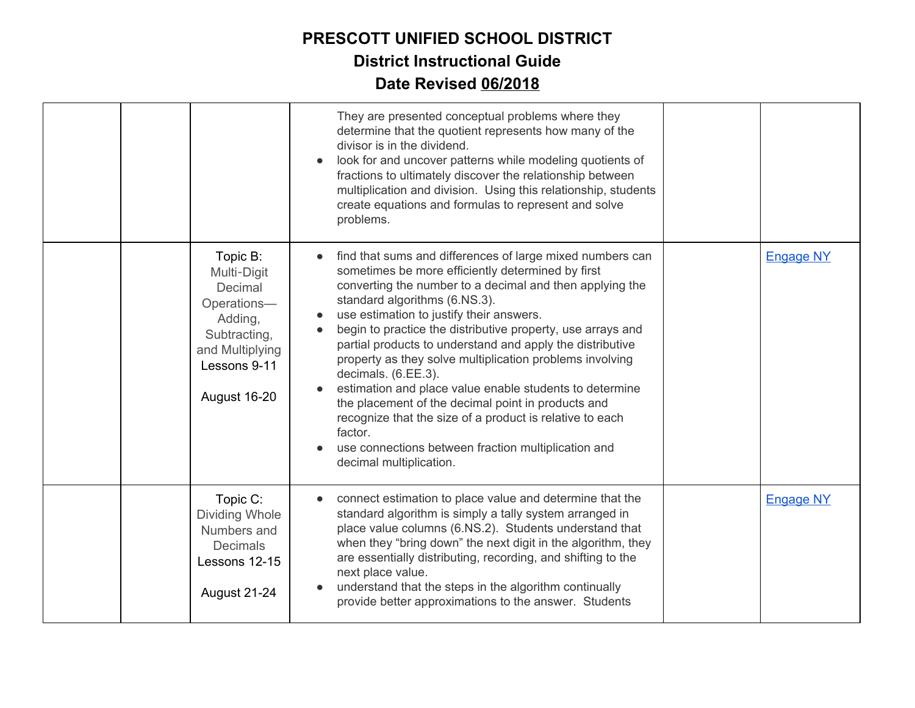# PRESCOTT UNIFIED SCHOOL DISTRICT
## District Instructional Guide
## Date Revised 06/2018

| | | | | | |
|---|---|---|---|---|---|
| | | | They are presented conceptual problems where they determine that the quotient represents how many of the divisor is in the dividend.<br>• look for and uncover patterns while modeling quotients of fractions to ultimately discover the relationship between multiplication and division. Using this relationship, students create equations and formulas to represent and solve problems. | | |
| | | Topic B: Multi-Digit Decimal Operations—Adding, Subtracting, and Multiplying<br>Lessons 9-11<br><br>August 16-20 | • find that sums and differences of large mixed numbers can sometimes be more efficiently determined by first converting the number to a decimal and then applying the standard algorithms (6.NS.3).<br>• use estimation to justify their answers.<br>• begin to practice the distributive property, use arrays and partial products to understand and apply the distributive property as they solve multiplication problems involving decimals. (6.EE.3).<br>• estimation and place value enable students to determine the placement of the decimal point in products and recognize that the size of a product is relative to each factor.<br>• use connections between fraction multiplication and decimal multiplication. | | Engage NY |
| | | Topic C: Dividing Whole Numbers and Decimals<br>Lessons 12-15<br><br>August 21-24 | • connect estimation to place value and determine that the standard algorithm is simply a tally system arranged in place value columns (6.NS.2). Students understand that when they "bring down" the next digit in the algorithm, they are essentially distributing, recording, and shifting to the next place value.<br>• understand that the steps in the algorithm continually provide better approximations to the answer. Students | | Engage NY |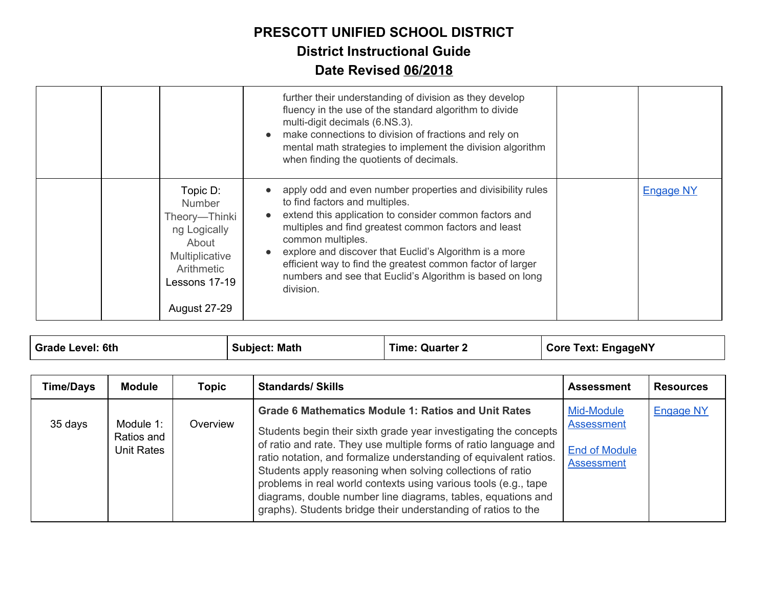# PRESCOTT UNIFIED SCHOOL DISTRICT
## District Instructional Guide
## Date Revised 06/2018

| | | | | | |
|---|---|---|---|---|---|
| | | | further their understanding of division as they develop fluency in the use of the standard algorithm to divide multi-digit decimals (6.NS.3).<br>● make connections to division of fractions and rely on mental math strategies to implement the division algorithm when finding the quotients of decimals. | | |
| | | Topic D: Number Theory—Thinking Logically About Multiplicative Arithmetic<br>Lessons 17-19<br><br>August 27-29 | ● apply odd and even number properties and divisibility rules to find factors and multiples.<br>● extend this application to consider common factors and multiples and find greatest common factors and least common multiples.<br>● explore and discover that Euclid's Algorithm is a more efficient way to find the greatest common factor of larger numbers and see that Euclid's Algorithm is based on long division. | | Engage NY |

| Grade Level: 6th | Subject: Math | Time: Quarter 2 | Core Text: EngageNY |
|---|---|---|---|

| Time/Days | Module | Topic | Standards/ Skills | Assessment | Resources |
|---|---|---|---|---|---|
| 35 days | Module 1: Ratios and Unit Rates | Overview | **Grade 6 Mathematics Module 1: Ratios and Unit Rates**<br><br>Students begin their sixth grade year investigating the concepts of ratio and rate. They use multiple forms of ratio language and ratio notation, and formalize understanding of equivalent ratios. Students apply reasoning when solving collections of ratio problems in real world contexts using various tools (e.g., tape diagrams, double number line diagrams, tables, equations and graphs). Students bridge their understanding of ratios to the | Mid-Module Assessment<br><br>End of Module Assessment | Engage NY |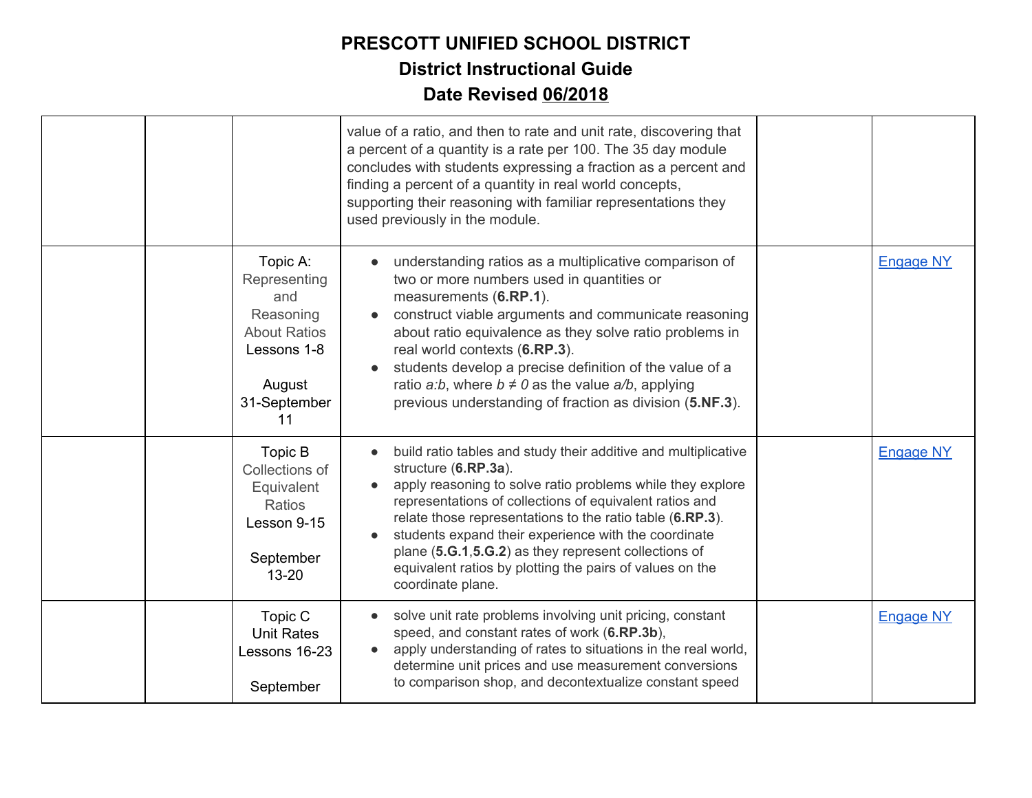# PRESCOTT UNIFIED SCHOOL DISTRICT

## District Instructional Guide

## Date Revised 06/2018

| | | | | | |
|---|---|---|---|---|---|
| | | | value of a ratio, and then to rate and unit rate, discovering that a percent of a quantity is a rate per 100. The 35 day module concludes with students expressing a fraction as a percent and finding a percent of a quantity in real world concepts, supporting their reasoning with familiar representations they used previously in the module. | | |
| | | Topic A: Representing and Reasoning About Ratios Lessons 1-8<br><br>August 31-September 11 | • understanding ratios as a multiplicative comparison of two or more numbers used in quantities or measurements (**6.RP.1**).<br>• construct viable arguments and communicate reasoning about ratio equivalence as they solve ratio problems in real world contexts (**6.RP.3**).<br>• students develop a precise definition of the value of a ratio *a:b*, where $b \neq 0$ as the value *a/b*, applying previous understanding of fraction as division (**5.NF.3**). | | Engage NY |
| | | Topic B Collections of Equivalent Ratios Lesson 9-15<br><br>September 13-20 | • build ratio tables and study their additive and multiplicative structure (**6.RP.3a**).<br>• apply reasoning to solve ratio problems while they explore representations of collections of equivalent ratios and relate those representations to the ratio table (**6.RP.3**).<br>• students expand their experience with the coordinate plane (**5.G.1**,**5.G.2**) as they represent collections of equivalent ratios by plotting the pairs of values on the coordinate plane. | | Engage NY |
| | | Topic C Unit Rates Lessons 16-23<br><br>September | • solve unit rate problems involving unit pricing, constant speed, and constant rates of work (**6.RP.3b**),<br>• apply understanding of rates to situations in the real world, determine unit prices and use measurement conversions to comparison shop, and decontextualize constant speed | | Engage NY |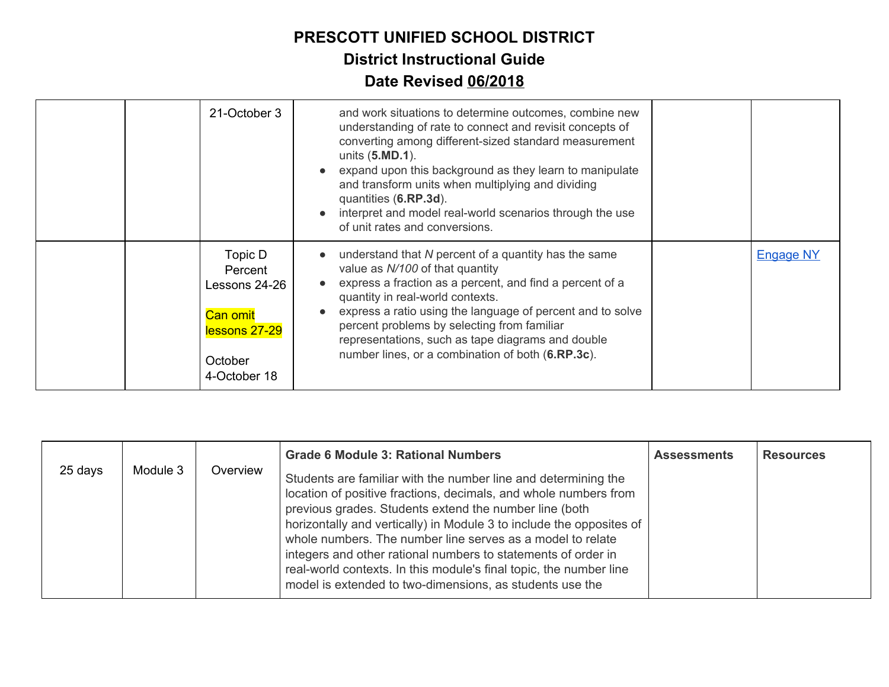# PRESCOTT UNIFIED SCHOOL DISTRICT

## District Instructional Guide

## Date Revised 06/2018

| | | | | | |
|---|---|---|---|---|---|
| | | 21-October 3 | and work situations to determine outcomes, combine new understanding of rate to connect and revisit concepts of converting among different-sized standard measurement units (**5.MD.1**).<br>• expand upon this background as they learn to manipulate and transform units when multiplying and dividing quantities (**6.RP.3d**).<br>• interpret and model real-world scenarios through the use of unit rates and conversions. | | |
| | | Topic D Percent Lessons 24-26<br><br>Can omit lessons 27-29<br><br>October 4-October 18 | • understand that *N* percent of a quantity has the same value as *N/100* of that quantity<br>• express a fraction as a percent, and find a percent of a quantity in real-world contexts.<br>• express a ratio using the language of percent and to solve percent problems by selecting from familiar representations, such as tape diagrams and double number lines, or a combination of both (**6.RP.3c**). | | Engage NY |

| 25 days | Module 3 | Overview | **Grade 6 Module 3: Rational Numbers**<br><br>Students are familiar with the number line and determining the location of positive fractions, decimals, and whole numbers from previous grades. Students extend the number line (both horizontally and vertically) in Module 3 to include the opposites of whole numbers. The number line serves as a model to relate integers and other rational numbers to statements of order in real-world contexts. In this module's final topic, the number line model is extended to two-dimensions, as students use the | **Assessments** | **Resources** |
|---|---|---|---|---|---|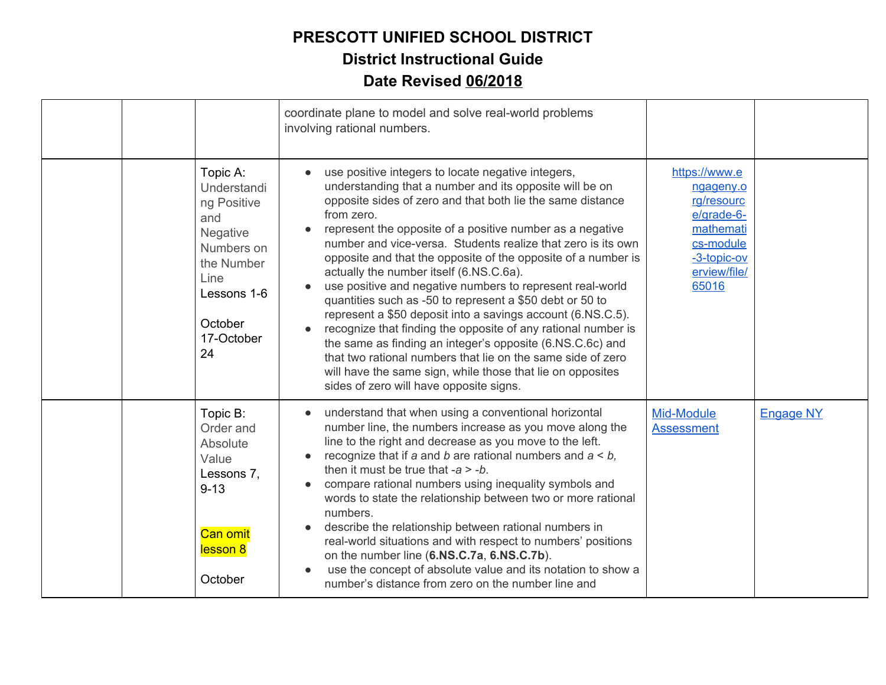# PRESCOTT UNIFIED SCHOOL DISTRICT
## District Instructional Guide
## Date Revised 06/2018

| | | | | | |
|---|---|---|---|---|---|
| | | | coordinate plane to model and solve real-world problems involving rational numbers. | | |
| | | Topic A: Understanding Positive and Negative Numbers on the Number Line<br>Lessons 1-6<br><br>October 17-October 24 | • use positive integers to locate negative integers, understanding that a number and its opposite will be on opposite sides of zero and that both lie the same distance from zero.<br>• represent the opposite of a positive number as a negative number and vice-versa. Students realize that zero is its own opposite and that the opposite of the opposite of a number is actually the number itself (6.NS.C.6a).<br>• use positive and negative numbers to represent real-world quantities such as -50 to represent a $50 debt or 50 to represent a $50 deposit into a savings account (6.NS.C.5).<br>• recognize that finding the opposite of any rational number is the same as finding an integer's opposite (6.NS.C.6c) and that two rational numbers that lie on the same side of zero will have the same sign, while those that lie on opposites sides of zero will have opposite signs. | https://www.engageny.org/resource/grade-6-mathematics-module-3-topic-overview/file/65016 | |
| | | Topic B: Order and Absolute Value<br>Lessons 7, 9-13<br><br>Can omit lesson 8<br><br>October | • understand that when using a conventional horizontal number line, the numbers increase as you move along the line to the right and decrease as you move to the left.<br>• recognize that if *a* and *b* are rational numbers and *a* < *b*, then it must be true that -*a* > -*b*.<br>• compare rational numbers using inequality symbols and words to state the relationship between two or more rational numbers.<br>• describe the relationship between rational numbers in real-world situations and with respect to numbers' positions on the number line (**6.NS.C.7a**, **6.NS.C.7b**).<br>• use the concept of absolute value and its notation to show a number's distance from zero on the number line and | Mid-Module Assessment | Engage NY |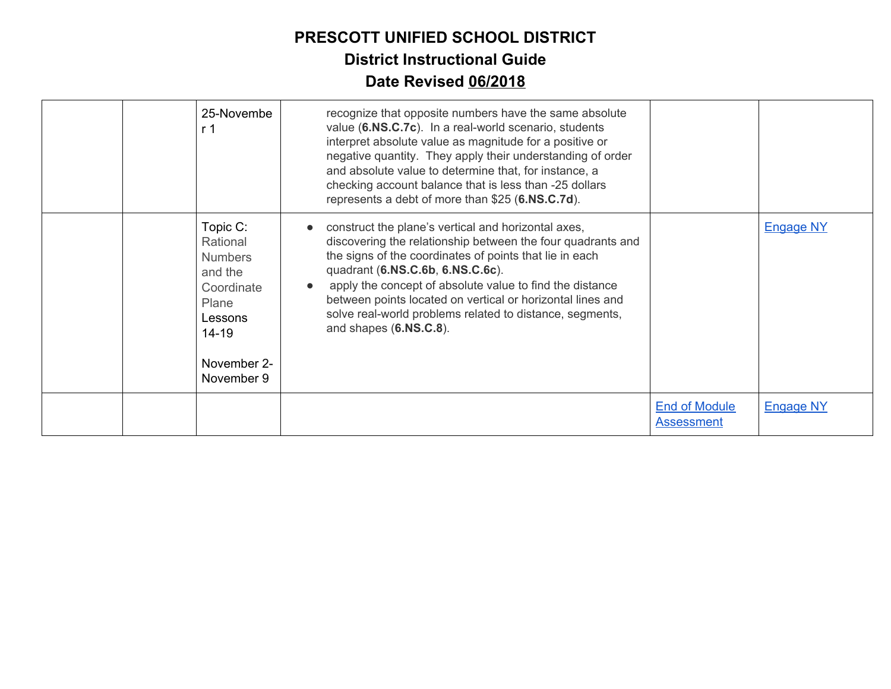# PRESCOTT UNIFIED SCHOOL DISTRICT
## District Instructional Guide
## Date Revised 06/2018

| | | | | | |
|---|---|---|---|---|---|
| | | 25-November 1 | recognize that opposite numbers have the same absolute value (**6.NS.C.7c**). In a real-world scenario, students interpret absolute value as magnitude for a positive or negative quantity. They apply their understanding of order and absolute value to determine that, for instance, a checking account balance that is less than -25 dollars represents a debt of more than $25 (**6.NS.C.7d**). | | |
| | | Topic C: Rational Numbers and the Coordinate Plane Lessons 14-19<br><br>November 2-November 9 | ● construct the plane's vertical and horizontal axes, discovering the relationship between the four quadrants and the signs of the coordinates of points that lie in each quadrant (**6.NS.C.6b**, **6.NS.C.6c**).<br>● apply the concept of absolute value to find the distance between points located on vertical or horizontal lines and solve real-world problems related to distance, segments, and shapes (**6.NS.C.8**). | | Engage NY |
| | | | | End of Module Assessment | Engage NY |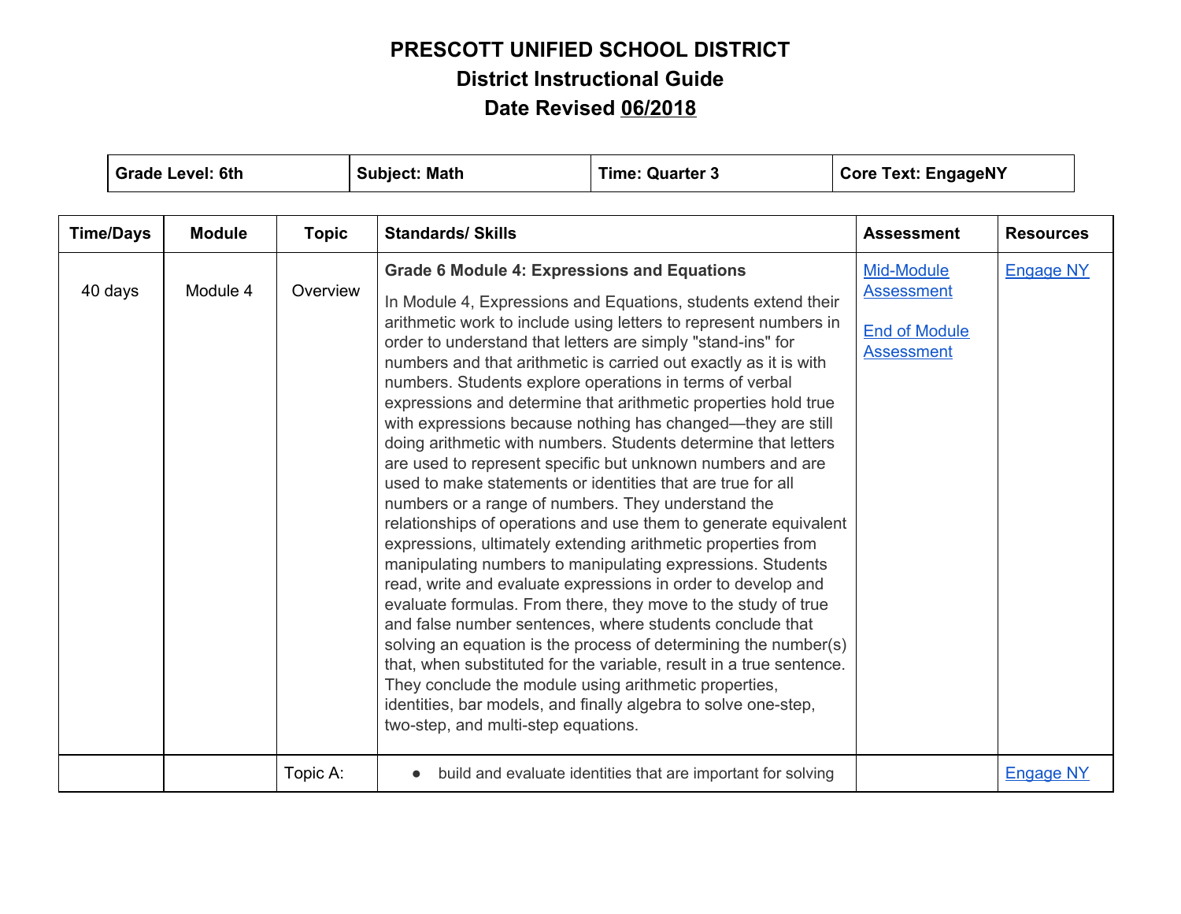# PRESCOTT UNIFIED SCHOOL DISTRICT
## District Instructional Guide
## Date Revised 06/2018

| Grade Level: 6th | Subject: Math | Time: Quarter 3 | Core Text: EngageNY |
|---|---|---|---|

| Time/Days | Module | Topic | Standards/ Skills | Assessment | Resources |
|---|---|---|---|---|---|
| 40 days | Module 4 | Overview | **Grade 6 Module 4: Expressions and Equations**<br><br>In Module 4, Expressions and Equations, students extend their arithmetic work to include using letters to represent numbers in order to understand that letters are simply "stand-ins" for numbers and that arithmetic is carried out exactly as it is with numbers. Students explore operations in terms of verbal expressions and determine that arithmetic properties hold true with expressions because nothing has changed—they are still doing arithmetic with numbers. Students determine that letters are used to represent specific but unknown numbers and are used to make statements or identities that are true for all numbers or a range of numbers. They understand the relationships of operations and use them to generate equivalent expressions, ultimately extending arithmetic properties from manipulating numbers to manipulating expressions. Students read, write and evaluate expressions in order to develop and evaluate formulas. From there, they move to the study of true and false number sentences, where students conclude that solving an equation is the process of determining the number(s) that, when substituted for the variable, result in a true sentence. They conclude the module using arithmetic properties, identities, bar models, and finally algebra to solve one-step, two-step, and multi-step equations. | Mid-Module Assessment<br><br>End of Module Assessment | Engage NY |
| | | Topic A: | • build and evaluate identities that are important for solving | | Engage NY |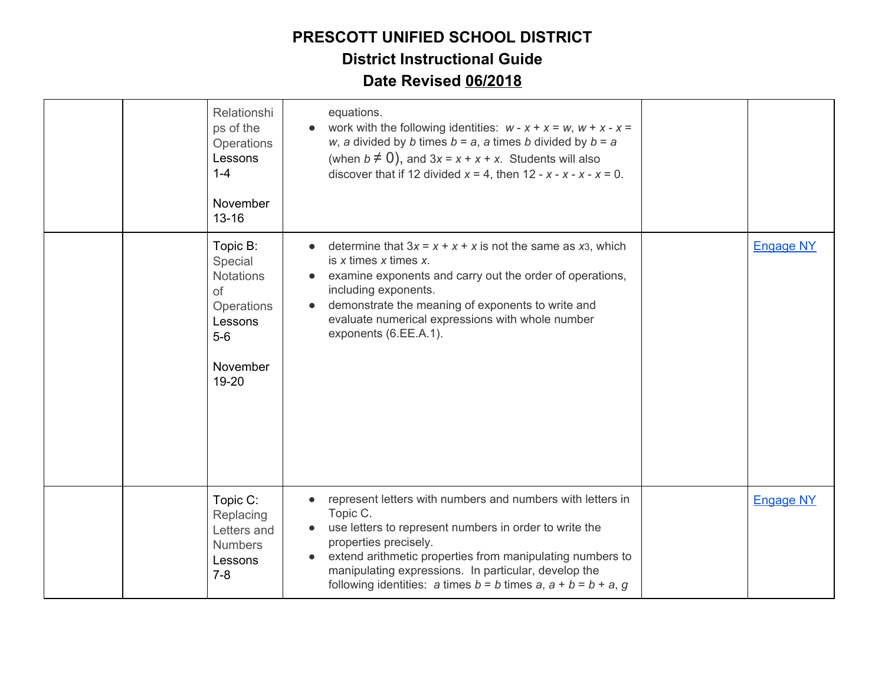# PRESCOTT UNIFIED SCHOOL DISTRICT

## District Instructional Guide

## Date Revised 06/2018

| | | | | | |
|---|---|---|---|---|---|
| | | Relationships of the Operations Lessons 1-4<br><br>November 13-16 | equations.<br>● work with the following identities: $w - x + x = w$, $w + x - x = w$, $a$ divided by $b$ times $b = a$, $a$ times $b$ divided by $b = a$ (when $b \neq 0$), and $3x = x + x + x$. Students will also discover that if 12 divided $x = 4$, then $12 - x - x - x - x = 0$. | | |
| | | Topic B: Special Notations of Operations Lessons 5-6<br><br>November 19-20 | ● determine that $3x = x + x + x$ is not the same as $x^3$, which is $x$ times $x$ times $x$.<br>● examine exponents and carry out the order of operations, including exponents.<br>● demonstrate the meaning of exponents to write and evaluate numerical expressions with whole number exponents (6.EE.A.1). | | Engage NY |
| | | Topic C: Replacing Letters and Numbers Lessons 7-8 | ● represent letters with numbers and numbers with letters in Topic C.<br>● use letters to represent numbers in order to write the properties precisely.<br>● extend arithmetic properties from manipulating numbers to manipulating expressions. In particular, develop the following identities: $a$ times $b = b$ times $a$, $a + b = b + a$, $g$ | | Engage NY |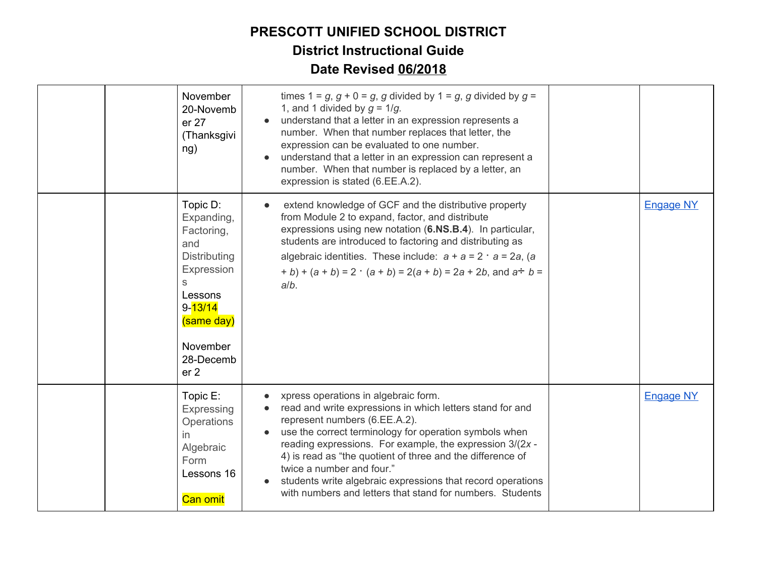# PRESCOTT UNIFIED SCHOOL DISTRICT
## District Instructional Guide
## Date Revised 06/2018

| | | | | | |
|---|---|---|---|---|---|
| | | November 20-November 27 (Thanksgiving) | times 1 = $g$, $g + 0 = g$, $g$ divided by 1 = $g$, $g$ divided by $g$ = 1, and 1 divided by $g = 1/g$.<br>● understand that a letter in an expression represents a number. When that number replaces that letter, the expression can be evaluated to one number.<br>● understand that a letter in an expression can represent a number. When that number is replaced by a letter, an expression is stated (6.EE.A.2). | | |
| | | Topic D: Expanding, Factoring, and Distributing Expressions<br>Lessons 9-13/14 (same day)<br><br>November 28-December 2 | ● extend knowledge of GCF and the distributive property from Module 2 to expand, factor, and distribute expressions using new notation (**6.NS.B.4**). In particular, students are introduced to factoring and distributing as algebraic identities. These include: $a + a = 2 \cdot a = 2a$, $(a + b) + (a + b) = 2 \cdot (a + b) = 2(a + b) = 2a + 2b$, and $a \div b = a/b$. | | Engage NY |
| | | Topic E: Expressing Operations in Algebraic Form<br>Lessons 16<br><br>Can omit | ● xpress operations in algebraic form.<br>● read and write expressions in which letters stand for and represent numbers (6.EE.A.2).<br>● use the correct terminology for operation symbols when reading expressions. For example, the expression $3/(2x - 4)$ is read as "the quotient of three and the difference of twice a number and four."<br>● students write algebraic expressions that record operations with numbers and letters that stand for numbers. Students | | Engage NY |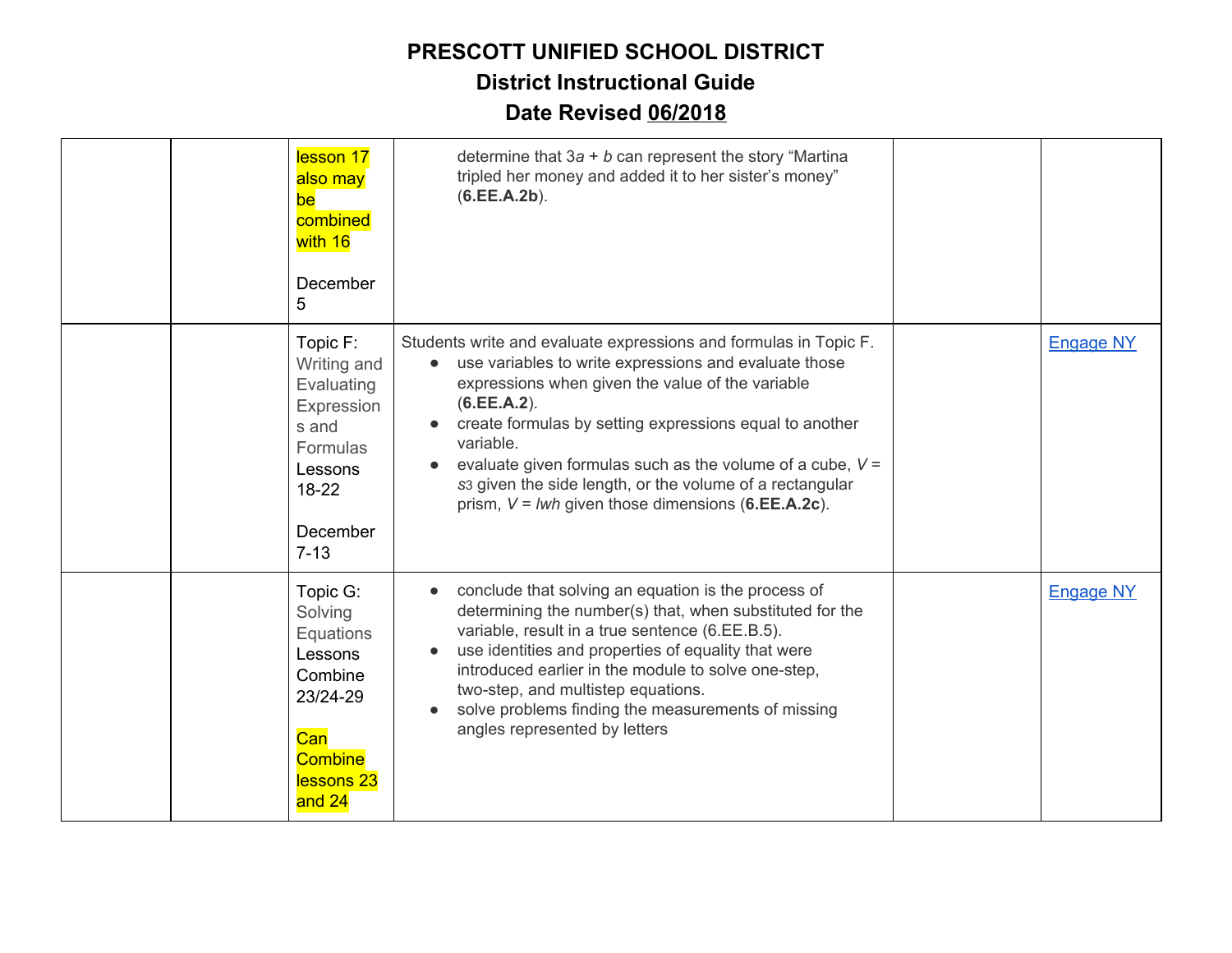# PRESCOTT UNIFIED SCHOOL DISTRICT

## District Instructional Guide

## Date Revised 06/2018

| | | | | | |
|---|---|---|---|---|---|
| | | lesson 17 also may be combined with 16<br><br>December 5 | determine that $3a + b$ can represent the story "Martina tripled her money and added it to her sister's money" (**6.EE.A.2b**). | | |
| | | Topic F: Writing and Evaluating Expressions and Formulas Lessons 18-22<br><br>December 7-13 | Students write and evaluate expressions and formulas in Topic F.<br>• use variables to write expressions and evaluate those expressions when given the value of the variable (**6.EE.A.2**).<br>• create formulas by setting expressions equal to another variable.<br>• evaluate given formulas such as the volume of a cube, $V = s^3$ given the side length, or the volume of a rectangular prism, $V = lwh$ given those dimensions (**6.EE.A.2c**). | | Engage NY |
| | | Topic G: Solving Equations Lessons Combine 23/24-29<br><br>Can Combine lessons 23 and 24 | • conclude that solving an equation is the process of determining the number(s) that, when substituted for the variable, result in a true sentence (6.EE.B.5).<br>• use identities and properties of equality that were introduced earlier in the module to solve one-step, two-step, and multistep equations.<br>• solve problems finding the measurements of missing angles represented by letters | | Engage NY |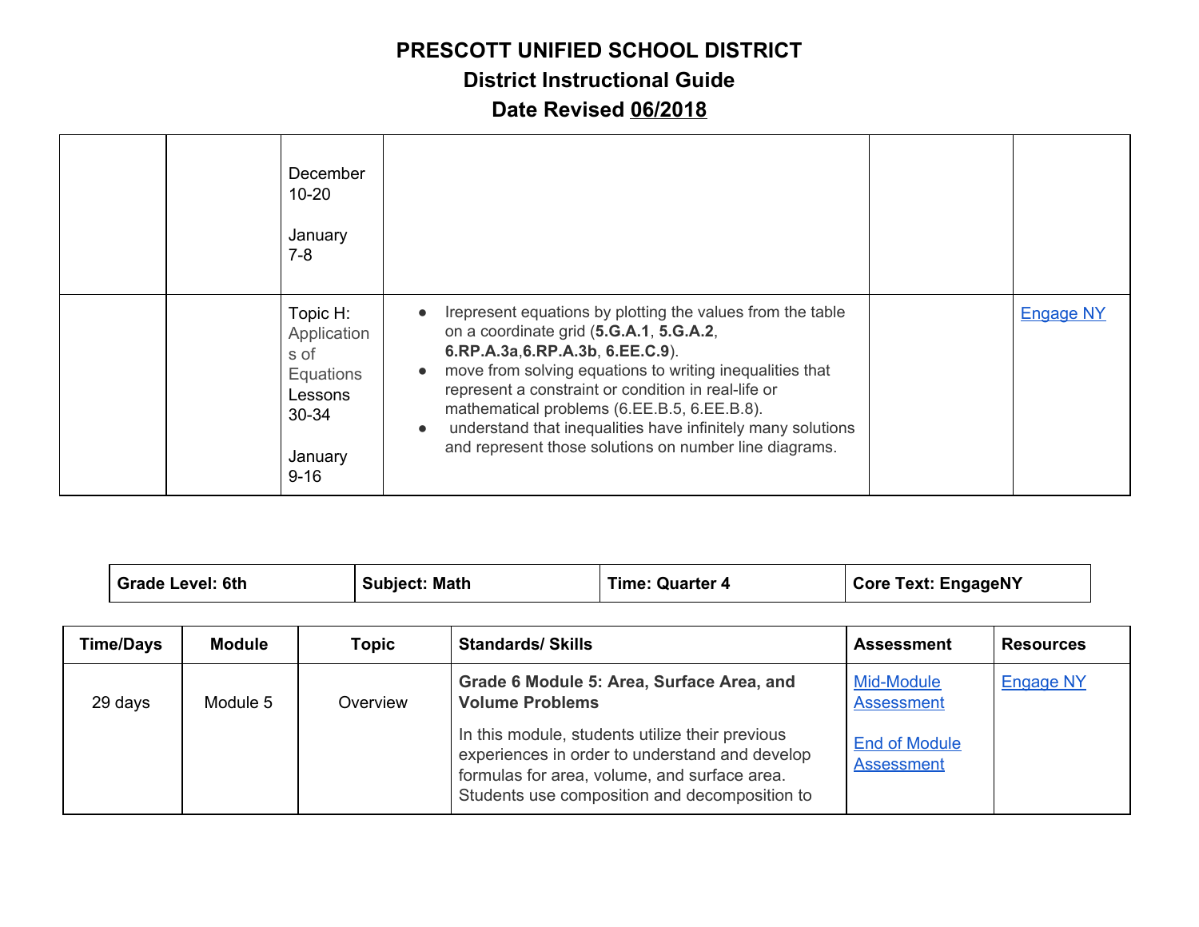# PRESCOTT UNIFIED SCHOOL DISTRICT
## District Instructional Guide
## Date Revised 06/2018

| | | | | | |
|---|---|---|---|---|---|
| | | December 10-20<br><br>January 7-8 | | | |
| | | Topic H: Applications of Equations Lessons 30-34<br><br>January 9-16 | • Irepresent equations by plotting the values from the table on a coordinate grid (**5.G.A.1**, **5.G.A.2**, **6.RP.A.3a**,**6.RP.A.3b**, **6.EE.C.9**).<br>• move from solving equations to writing inequalities that represent a constraint or condition in real-life or mathematical problems (6.EE.B.5, 6.EE.B.8).<br>• understand that inequalities have infinitely many solutions and represent those solutions on number line diagrams. | | Engage NY |

| Grade Level: 6th | Subject: Math | Time: Quarter 4 | Core Text: EngageNY |
|---|---|---|---|

| Time/Days | Module | Topic | Standards/ Skills | Assessment | Resources |
|---|---|---|---|---|---|
| 29 days | Module 5 | Overview | **Grade 6 Module 5: Area, Surface Area, and Volume Problems**<br><br>In this module, students utilize their previous experiences in order to understand and develop formulas for area, volume, and surface area. Students use composition and decomposition to | Mid-Module Assessment<br><br>End of Module Assessment | Engage NY |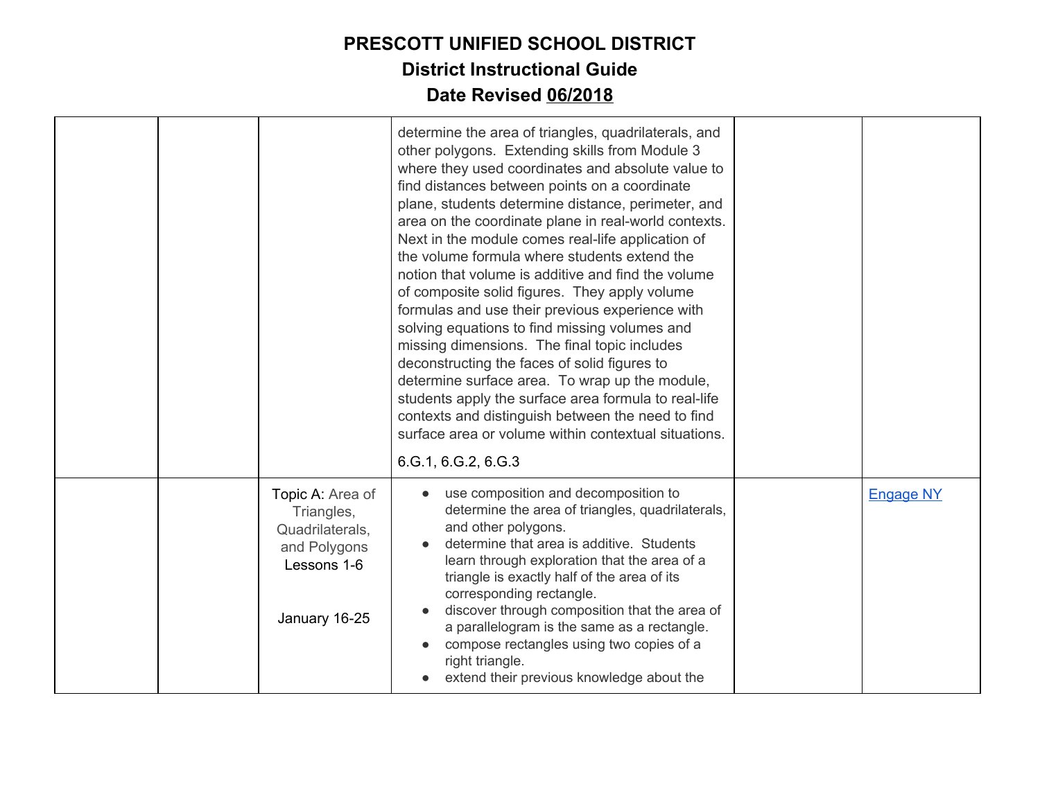# PRESCOTT UNIFIED SCHOOL DISTRICT
## District Instructional Guide
## Date Revised 06/2018

| | | | | | |
|---|---|---|---|---|---|
| | | | determine the area of triangles, quadrilaterals, and other polygons. Extending skills from Module 3 where they used coordinates and absolute value to find distances between points on a coordinate plane, students determine distance, perimeter, and area on the coordinate plane in real-world contexts. Next in the module comes real-life application of the volume formula where students extend the notion that volume is additive and find the volume of composite solid figures. They apply volume formulas and use their previous experience with solving equations to find missing volumes and missing dimensions. The final topic includes deconstructing the faces of solid figures to determine surface area. To wrap up the module, students apply the surface area formula to real-life contexts and distinguish between the need to find surface area or volume within contextual situations.<br><br>6.G.1, 6.G.2, 6.G.3 | | |
| | | Topic A: Area of Triangles, Quadrilaterals, and Polygons<br>Lessons 1-6<br><br>January 16-25 | • use composition and decomposition to determine the area of triangles, quadrilaterals, and other polygons.<br>• determine that area is additive. Students learn through exploration that the area of a triangle is exactly half of the area of its corresponding rectangle.<br>• discover through composition that the area of a parallelogram is the same as a rectangle.<br>• compose rectangles using two copies of a right triangle.<br>• extend their previous knowledge about the | | [Engage NY] |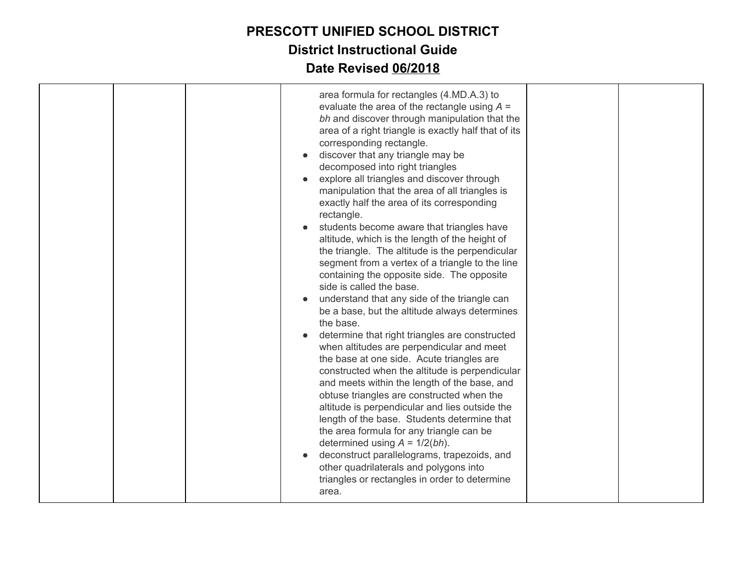# PRESCOTT UNIFIED SCHOOL DISTRICT
## District Instructional Guide
## Date Revised 06/2018

| | | | | | |
|---|---|---|---|---|---|
| | | | area formula for rectangles (4.MD.A.3) to evaluate the area of the rectangle using $A = bh$ and discover through manipulation that the area of a right triangle is exactly half that of its corresponding rectangle.<br>• discover that any triangle may be decomposed into right triangles<br>• explore all triangles and discover through manipulation that the area of all triangles is exactly half the area of its corresponding rectangle.<br>• students become aware that triangles have altitude, which is the length of the height of the triangle. The altitude is the perpendicular segment from a vertex of a triangle to the line containing the opposite side. The opposite side is called the base.<br>• understand that any side of the triangle can be a base, but the altitude always determines the base.<br>• determine that right triangles are constructed when altitudes are perpendicular and meet the base at one side. Acute triangles are constructed when the altitude is perpendicular and meets within the length of the base, and obtuse triangles are constructed when the altitude is perpendicular and lies outside the length of the base. Students determine that the area formula for any triangle can be determined using $A = 1/2(bh)$.<br>• deconstruct parallelograms, trapezoids, and other quadrilaterals and polygons into triangles or rectangles in order to determine area. | | |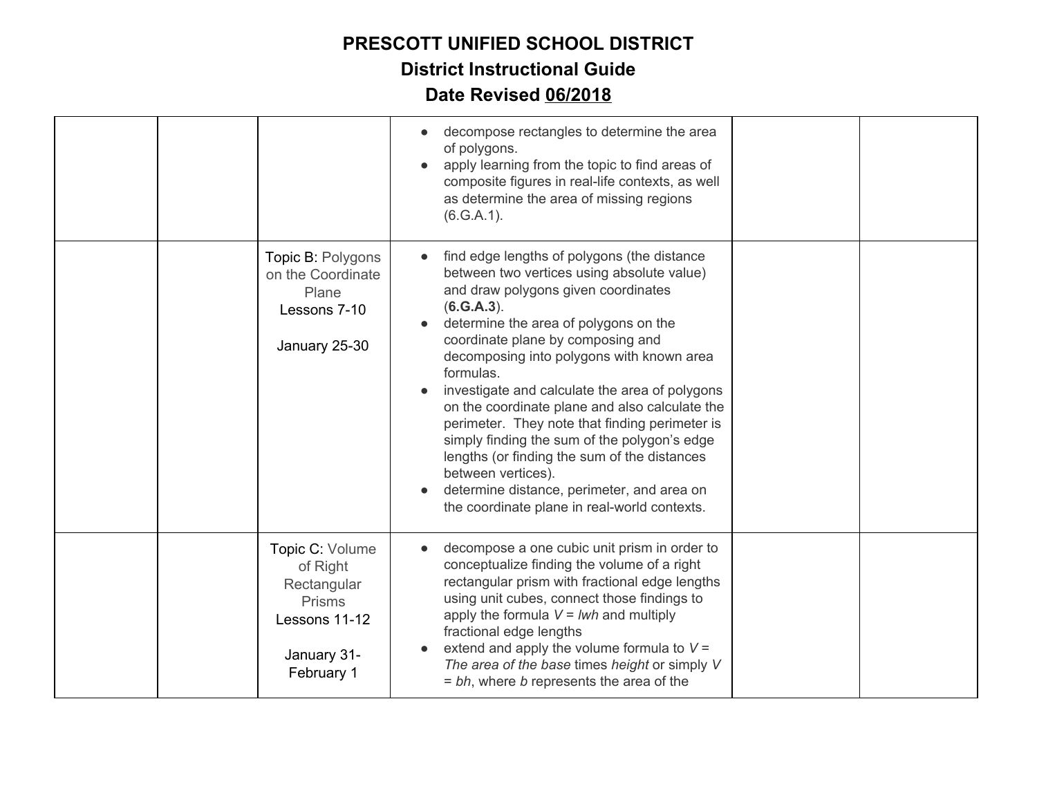# PRESCOTT UNIFIED SCHOOL DISTRICT

## District Instructional Guide

## Date Revised 06/2018

| | | | | | |
|---|---|---|---|---|---|
| | | | • decompose rectangles to determine the area of polygons.<br>• apply learning from the topic to find areas of composite figures in real-life contexts, as well as determine the area of missing regions (6.G.A.1). | | |
| | | Topic B: Polygons on the Coordinate Plane<br>Lessons 7-10<br><br>January 25-30 | • find edge lengths of polygons (the distance between two vertices using absolute value) and draw polygons given coordinates (**6.G.A.3**).<br>• determine the area of polygons on the coordinate plane by composing and decomposing into polygons with known area formulas.<br>• investigate and calculate the area of polygons on the coordinate plane and also calculate the perimeter. They note that finding perimeter is simply finding the sum of the polygon's edge lengths (or finding the sum of the distances between vertices).<br>• determine distance, perimeter, and area on the coordinate plane in real-world contexts. | | |
| | | Topic C: Volume of Right Rectangular Prisms<br>Lessons 11-12<br><br>January 31-February 1 | • decompose a one cubic unit prism in order to conceptualize finding the volume of a right rectangular prism with fractional edge lengths using unit cubes, connect those findings to apply the formula $V = lwh$ and multiply fractional edge lengths<br>• extend and apply the volume formula to $V =$ *The area of the base* times *height* or simply $V = bh$, where $b$ represents the area of the | | |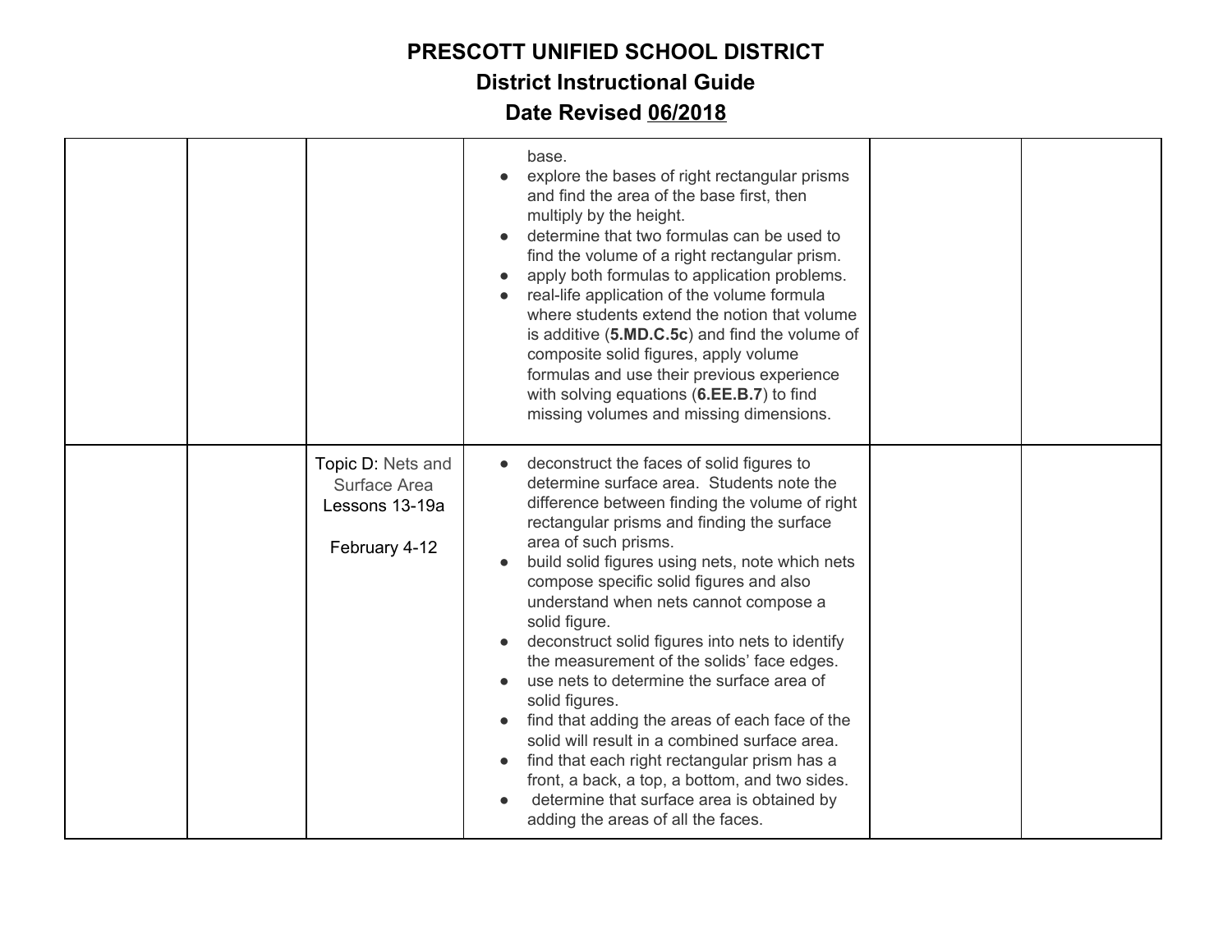# PRESCOTT UNIFIED SCHOOL DISTRICT
## District Instructional Guide
## Date Revised 06/2018

| | | | | | |
|---|---|---|---|---|---|
| | | | base.<br>● explore the bases of right rectangular prisms and find the area of the base first, then multiply by the height.<br>● determine that two formulas can be used to find the volume of a right rectangular prism.<br>● apply both formulas to application problems.<br>● real-life application of the volume formula where students extend the notion that volume is additive (**5.MD.C.5c**) and find the volume of composite solid figures, apply volume formulas and use their previous experience with solving equations (**6.EE.B.7**) to find missing volumes and missing dimensions. | | |
| | | Topic D: Nets and Surface Area<br>Lessons 13-19a<br><br>February 4-12 | ● deconstruct the faces of solid figures to determine surface area. Students note the difference between finding the volume of right rectangular prisms and finding the surface area of such prisms.<br>● build solid figures using nets, note which nets compose specific solid figures and also understand when nets cannot compose a solid figure.<br>● deconstruct solid figures into nets to identify the measurement of the solids' face edges.<br>● use nets to determine the surface area of solid figures.<br>● find that adding the areas of each face of the solid will result in a combined surface area.<br>● find that each right rectangular prism has a front, a back, a top, a bottom, and two sides.<br>● determine that surface area is obtained by adding the areas of all the faces. | | |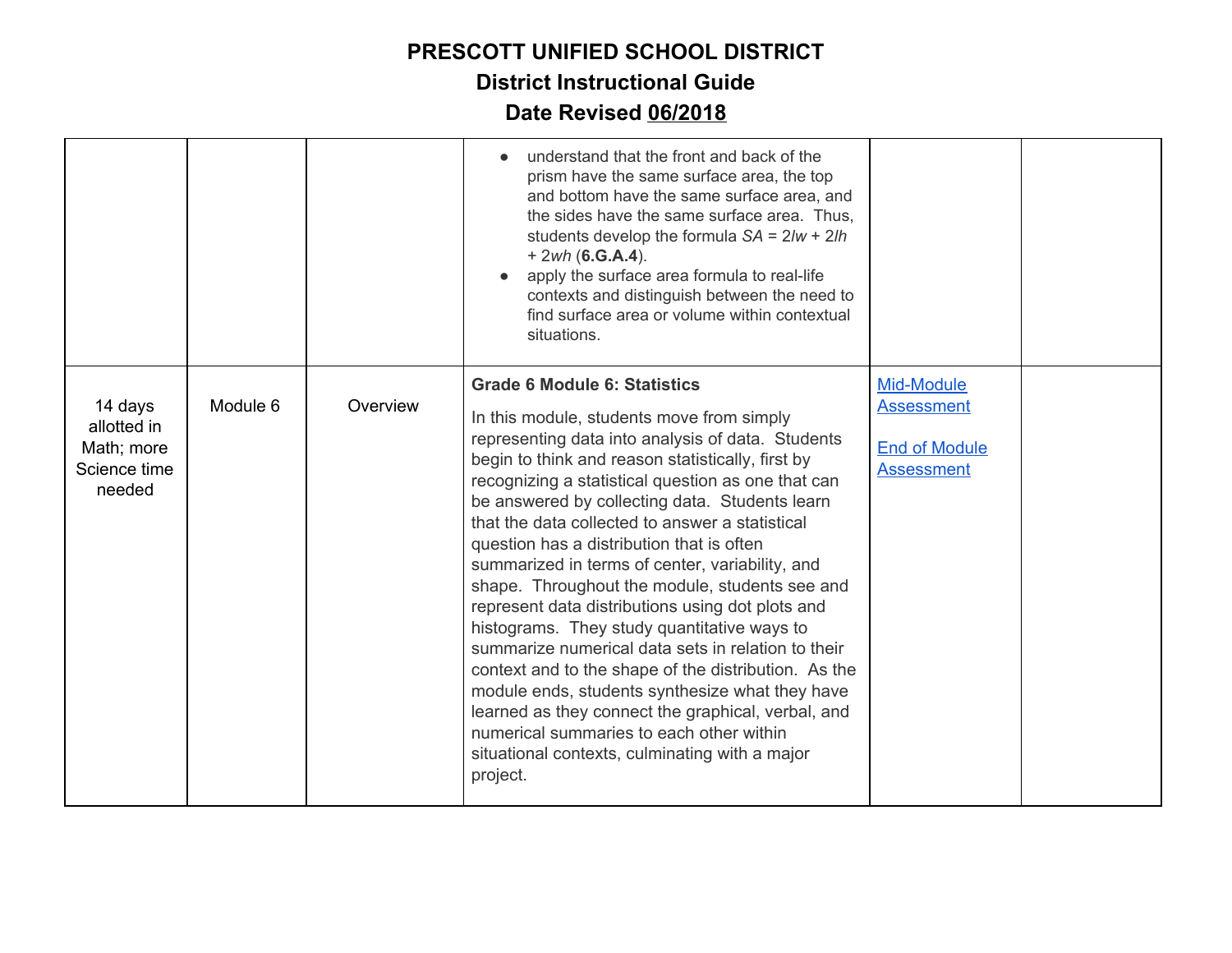# PRESCOTT UNIFIED SCHOOL DISTRICT
## District Instructional Guide
## Date Revised 06/2018

| | | | | | |
|---|---|---|---|---|---|
| | | | <ul><li>understand that the front and back of the prism have the same surface area, the top and bottom have the same surface area, and the sides have the same surface area. Thus, students develop the formula $SA = 2lw + 2lh + 2wh$ (**6.G.A.4**).</li><li>apply the surface area formula to real-life contexts and distinguish between the need to find surface area or volume within contextual situations.</li></ul> | | |
| 14 days allotted in Math; more Science time needed | Module 6 | Overview | **Grade 6 Module 6: Statistics**<br><br>In this module, students move from simply representing data into analysis of data. Students begin to think and reason statistically, first by recognizing a statistical question as one that can be answered by collecting data. Students learn that the data collected to answer a statistical question has a distribution that is often summarized in terms of center, variability, and shape. Throughout the module, students see and represent data distributions using dot plots and histograms. They study quantitative ways to summarize numerical data sets in relation to their context and to the shape of the distribution. As the module ends, students synthesize what they have learned as they connect the graphical, verbal, and numerical summaries to each other within situational contexts, culminating with a major project. | Mid-Module Assessment<br><br>End of Module Assessment | |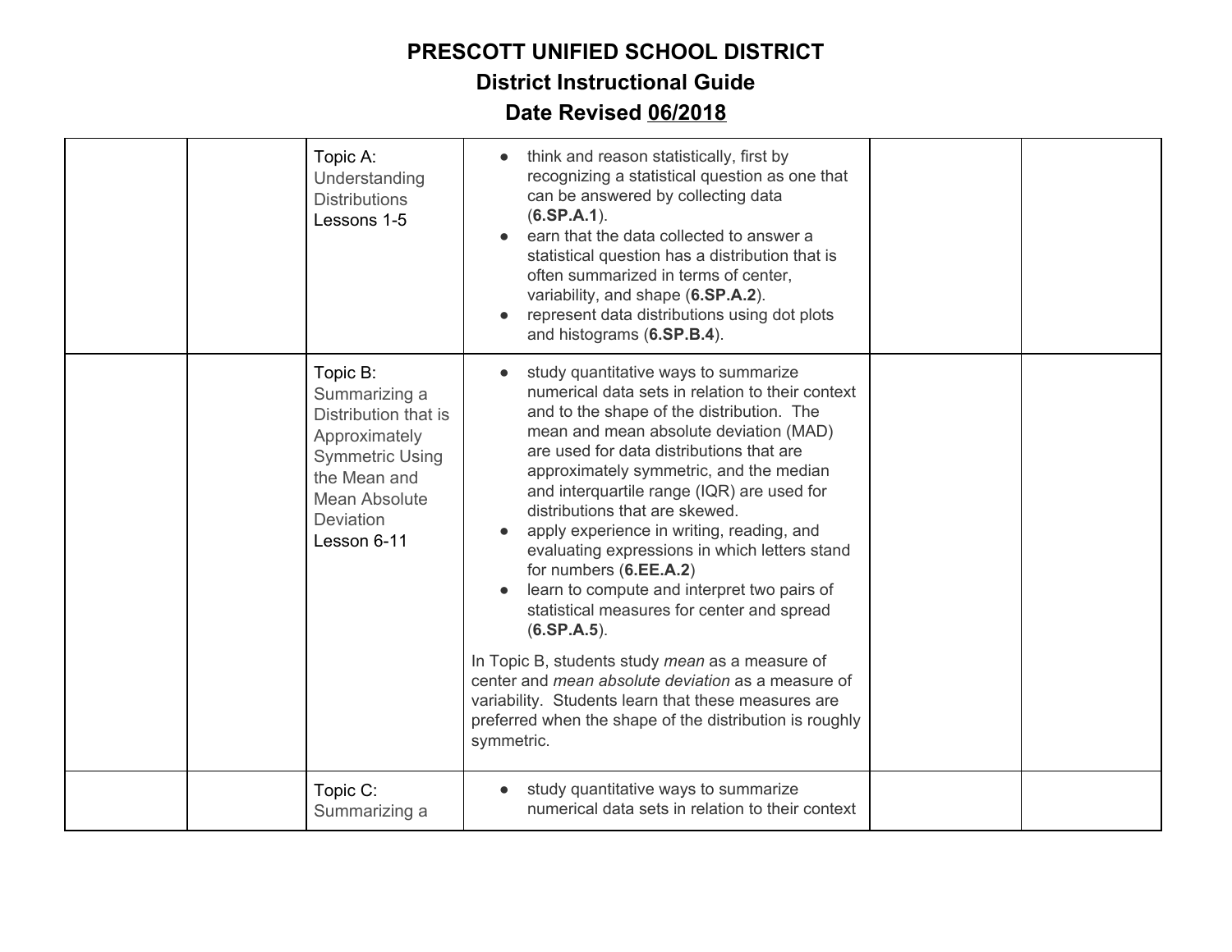# PRESCOTT UNIFIED SCHOOL DISTRICT

## District Instructional Guide

## Date Revised 06/2018

| | | | | | |
|---|---|---|---|---|---|
| | | Topic A: Understanding Distributions Lessons 1-5 | • think and reason statistically, first by recognizing a statistical question as one that can be answered by collecting data (**6.SP.A.1**).<br>• earn that the data collected to answer a statistical question has a distribution that is often summarized in terms of center, variability, and shape (**6.SP.A.2**).<br>• represent data distributions using dot plots and histograms (**6.SP.B.4**). | | |
| | | Topic B: Summarizing a Distribution that is Approximately Symmetric Using the Mean and Mean Absolute Deviation Lesson 6-11 | • study quantitative ways to summarize numerical data sets in relation to their context and to the shape of the distribution. The mean and mean absolute deviation (MAD) are used for data distributions that are approximately symmetric, and the median and interquartile range (IQR) are used for distributions that are skewed.<br>• apply experience in writing, reading, and evaluating expressions in which letters stand for numbers (**6.EE.A.2**)<br>• learn to compute and interpret two pairs of statistical measures for center and spread (**6.SP.A.5**).<br><br>In Topic B, students study *mean* as a measure of center and *mean absolute deviation* as a measure of variability. Students learn that these measures are preferred when the shape of the distribution is roughly symmetric. | | |
| | | Topic C: Summarizing a | • study quantitative ways to summarize numerical data sets in relation to their context | | |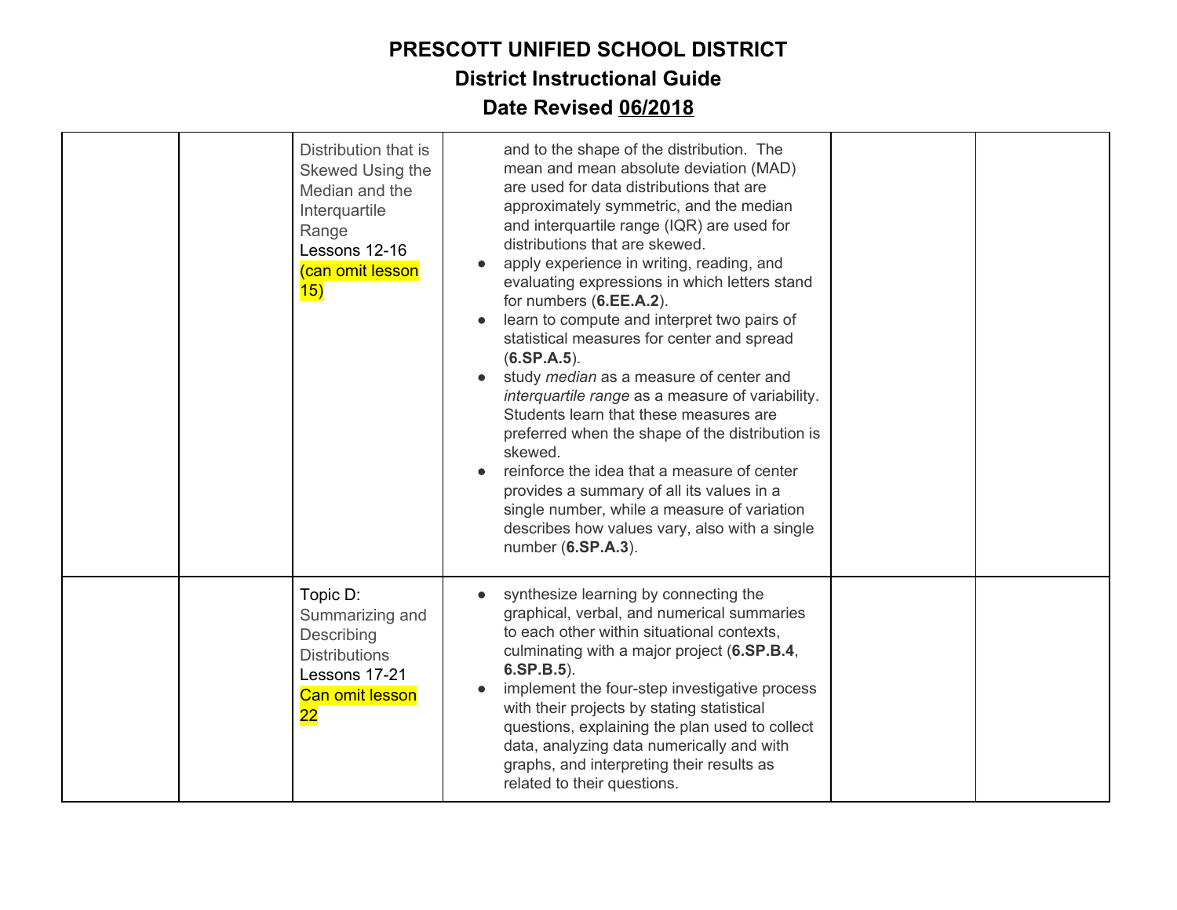# PRESCOTT UNIFIED SCHOOL DISTRICT

## District Instructional Guide

## Date Revised 06/2018

| | | | | | |
|---|---|---|---|---|---|
| | | Distribution that is Skewed Using the Median and the Interquartile Range<br>Lessons 12-16<br>(can omit lesson 15) | and to the shape of the distribution. The mean and mean absolute deviation (MAD) are used for data distributions that are approximately symmetric, and the median and interquartile range (IQR) are used for distributions that are skewed.<br>• apply experience in writing, reading, and evaluating expressions in which letters stand for numbers (**6.EE.A.2**).<br>• learn to compute and interpret two pairs of statistical measures for center and spread (**6.SP.A.5**).<br>• study *median* as a measure of center and *interquartile range* as a measure of variability. Students learn that these measures are preferred when the shape of the distribution is skewed.<br>• reinforce the idea that a measure of center provides a summary of all its values in a single number, while a measure of variation describes how values vary, also with a single number (**6.SP.A.3**). | | |
| | | Topic D: Summarizing and Describing Distributions<br>Lessons 17-21<br>Can omit lesson 22 | • synthesize learning by connecting the graphical, verbal, and numerical summaries to each other within situational contexts, culminating with a major project (**6.SP.B.4**, **6.SP.B.5**).<br>• implement the four-step investigative process with their projects by stating statistical questions, explaining the plan used to collect data, analyzing data numerically and with graphs, and interpreting their results as related to their questions. | | |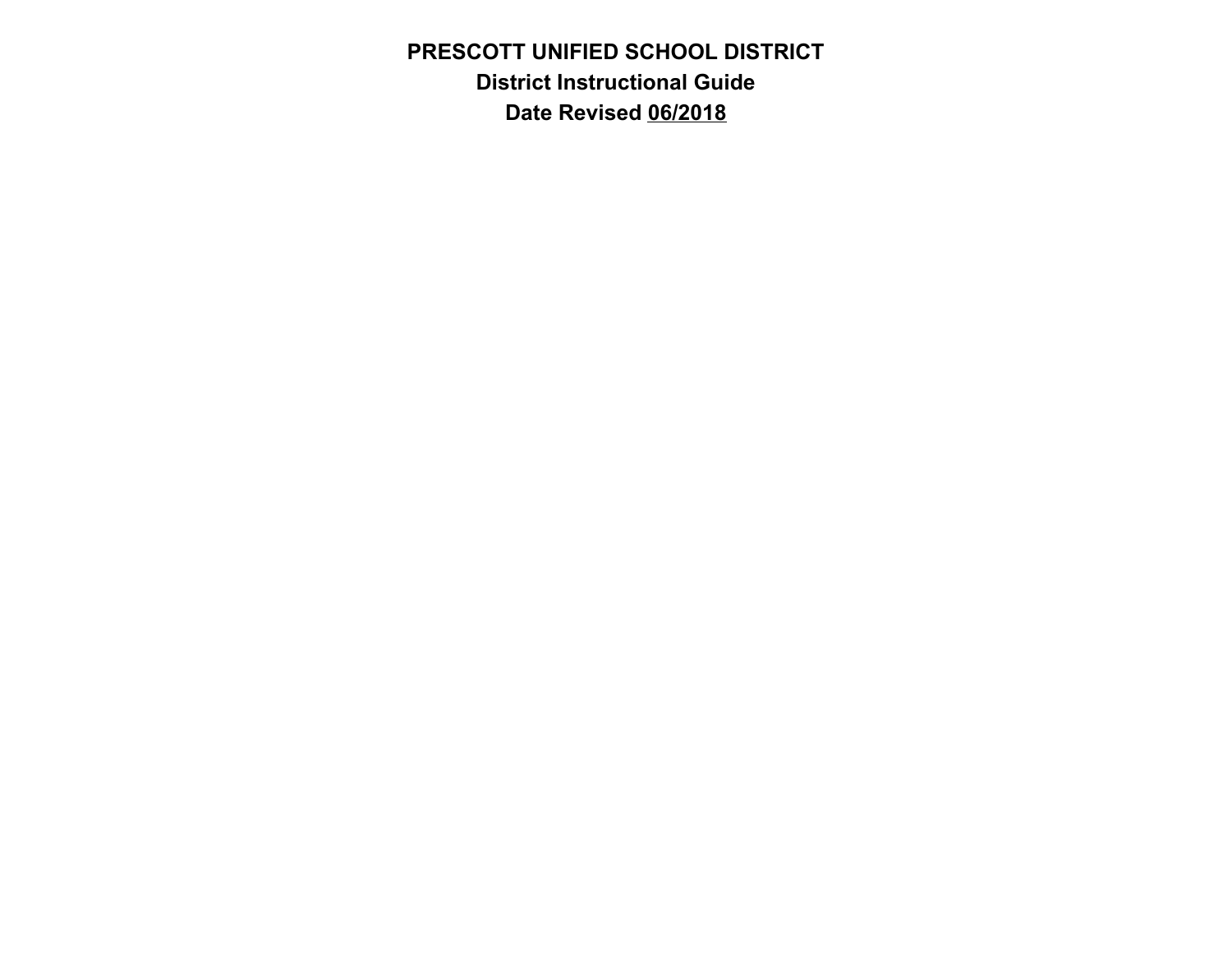**PRESCOTT UNIFIED SCHOOL DISTRICT**

**District Instructional Guide**

**Date Revised 06/2018**